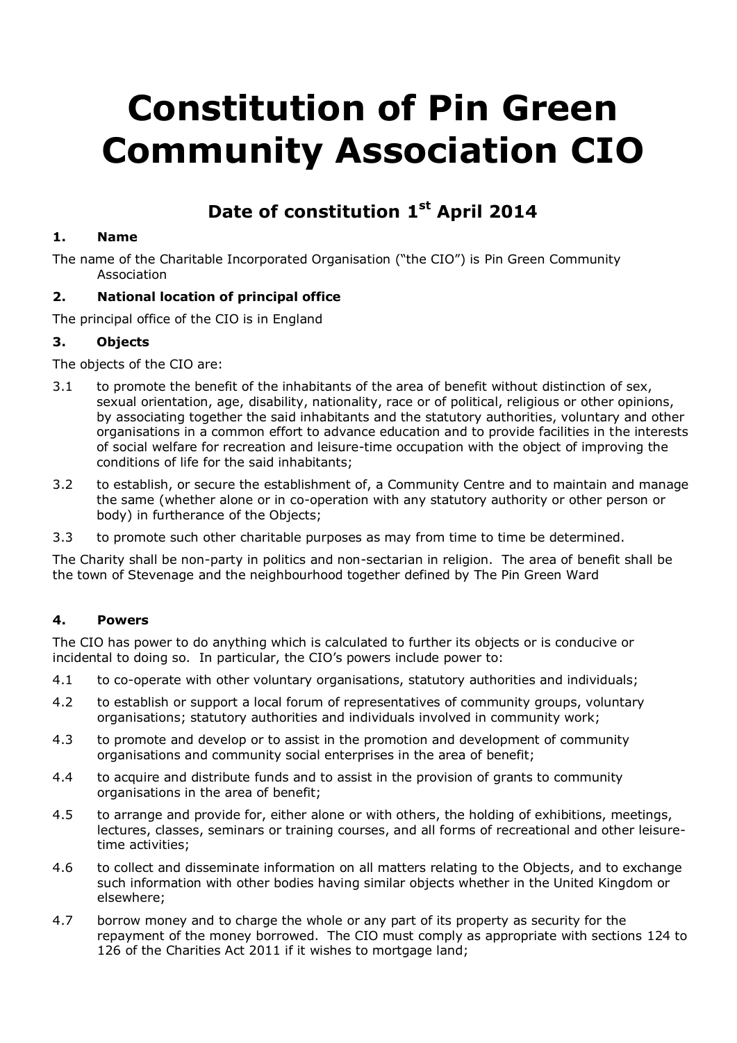# Constitution of Pin Green Community Association CIO

## Date of constitution 1st April 2014

### 1. Name

The name of the Charitable Incorporated Organisation ("the CIO") is Pin Green Community Association

### 2. National location of principal office

The principal office of the CIO is in England

### 3. Objects

The objects of the CIO are:

3.1 to promote the benefit of the inhabitants of the area of benefit without distinction of sex, sexual orientation, age, disability, nationality, race or of political, religious or other opinions, by associating together the said inhabitants and the statutory authorities, voluntary and other organisations in a common effort to advance education and to provide facilities in the interests of social welfare for recreation and leisure-time occupation with the object of improving the conditions of life for the said inhabitants;

3.2 to establish, or secure the establishment of, a Community Centre and to maintain and manage the same (whether alone or in co-operation with any statutory authority or other person or body) in furtherance of the Objects;

3.3 to promote such other charitable purposes as may from time to time be determined.

The Charity shall be non-party in politics and non-sectarian in religion. The area of benefit shall be the town of Stevenage and the neighbourhood together defined by The Pin Green Ward

### 4. Powers

The CIO has power to do anything which is calculated to further its objects or is conducive or incidental to doing so. In particular, the CIO's powers include power to:

4.1 to co-operate with other voluntary organisations, statutory authorities and individuals;

4.2 to establish or support a local forum of representatives of community groups, voluntary organisations; statutory authorities and individuals involved in community work;

4.3 to promote and develop or to assist in the promotion and development of community organisations and community social enterprises in the area of benefit;

4.4 to acquire and distribute funds and to assist in the provision of grants to community organisations in the area of benefit;

4.5 to arrange and provide for, either alone or with others, the holding of exhibitions, meetings, lectures, classes, seminars or training courses, and all forms of recreational and other leisure-time activities;

4.6 to collect and disseminate information on all matters relating to the Objects, and to exchange such information with other bodies having similar objects whether in the United Kingdom or elsewhere;

4.7 borrow money and to charge the whole or any part of its property as security for the repayment of the money borrowed. The CIO must comply as appropriate with sections 124 to 126 of the Charities Act 2011 if it wishes to mortgage land;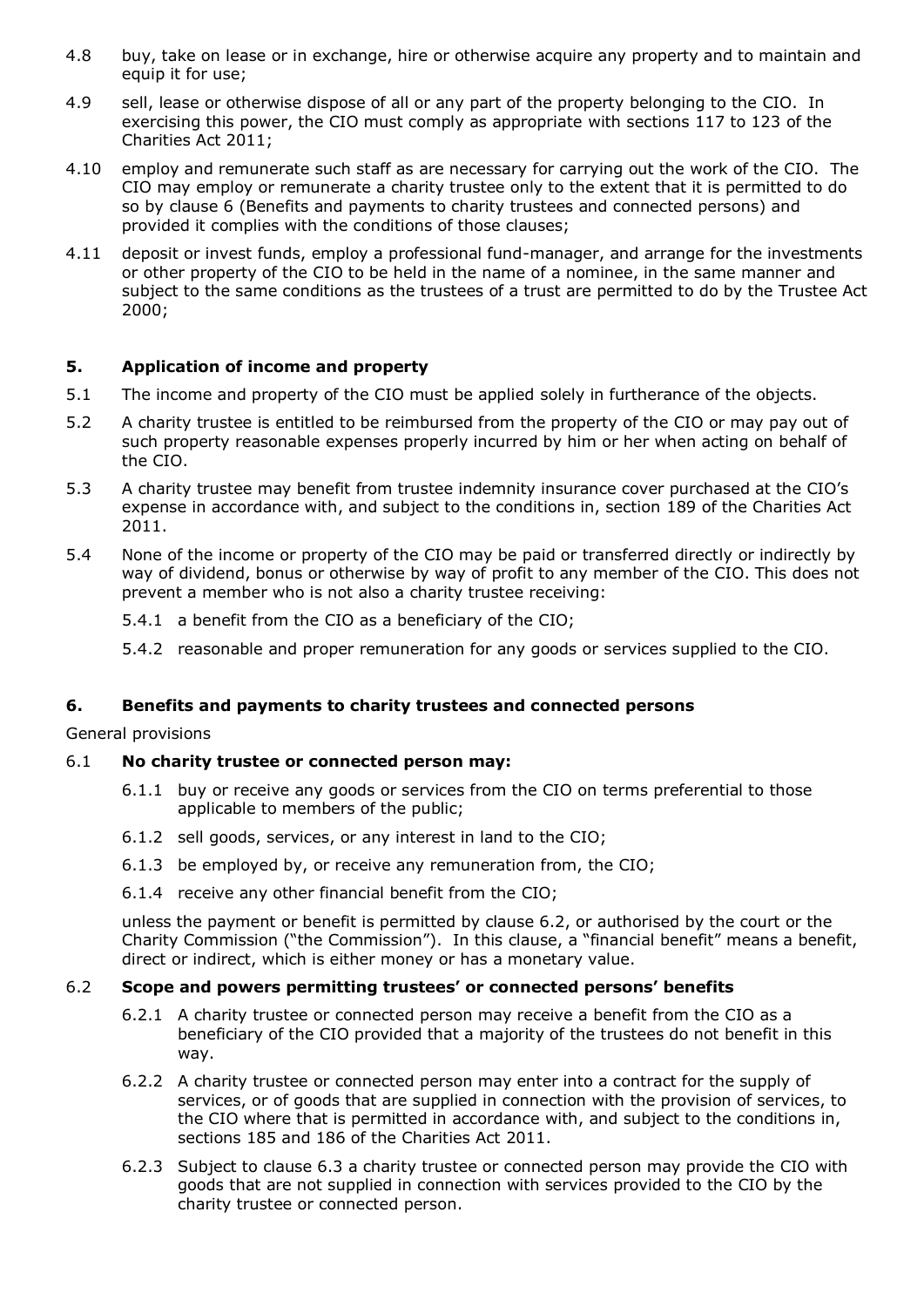4.8 buy, take on lease or in exchange, hire or otherwise acquire any property and to maintain and equip it for use;

4.9 sell, lease or otherwise dispose of all or any part of the property belonging to the CIO. In exercising this power, the CIO must comply as appropriate with sections 117 to 123 of the Charities Act 2011;

4.10 employ and remunerate such staff as are necessary for carrying out the work of the CIO. The CIO may employ or remunerate a charity trustee only to the extent that it is permitted to do so by clause 6 (Benefits and payments to charity trustees and connected persons) and provided it complies with the conditions of those clauses;

4.11 deposit or invest funds, employ a professional fund-manager, and arrange for the investments or other property of the CIO to be held in the name of a nominee, in the same manner and subject to the same conditions as the trustees of a trust are permitted to do by the Trustee Act 2000;

## 5. Application of income and property

5.1 The income and property of the CIO must be applied solely in furtherance of the objects.

5.2 A charity trustee is entitled to be reimbursed from the property of the CIO or may pay out of such property reasonable expenses properly incurred by him or her when acting on behalf of the CIO.

5.3 A charity trustee may benefit from trustee indemnity insurance cover purchased at the CIO's expense in accordance with, and subject to the conditions in, section 189 of the Charities Act 2011.

5.4 None of the income or property of the CIO may be paid or transferred directly or indirectly by way of dividend, bonus or otherwise by way of profit to any member of the CIO. This does not prevent a member who is not also a charity trustee receiving:

- 5.4.1 a benefit from the CIO as a beneficiary of the CIO;
- 5.4.2 reasonable and proper remuneration for any goods or services supplied to the CIO.

## 6. Benefits and payments to charity trustees and connected persons

General provisions

6.1 **No charity trustee or connected person may:**

- 6.1.1 buy or receive any goods or services from the CIO on terms preferential to those applicable to members of the public;
- 6.1.2 sell goods, services, or any interest in land to the CIO;
- 6.1.3 be employed by, or receive any remuneration from, the CIO;
- 6.1.4 receive any other financial benefit from the CIO;

unless the payment or benefit is permitted by clause 6.2, or authorised by the court or the Charity Commission ("the Commission"). In this clause, a "financial benefit" means a benefit, direct or indirect, which is either money or has a monetary value.

6.2 **Scope and powers permitting trustees' or connected persons' benefits**

- 6.2.1 A charity trustee or connected person may receive a benefit from the CIO as a beneficiary of the CIO provided that a majority of the trustees do not benefit in this way.
- 6.2.2 A charity trustee or connected person may enter into a contract for the supply of services, or of goods that are supplied in connection with the provision of services, to the CIO where that is permitted in accordance with, and subject to the conditions in, sections 185 and 186 of the Charities Act 2011.
- 6.2.3 Subject to clause 6.3 a charity trustee or connected person may provide the CIO with goods that are not supplied in connection with services provided to the CIO by the charity trustee or connected person.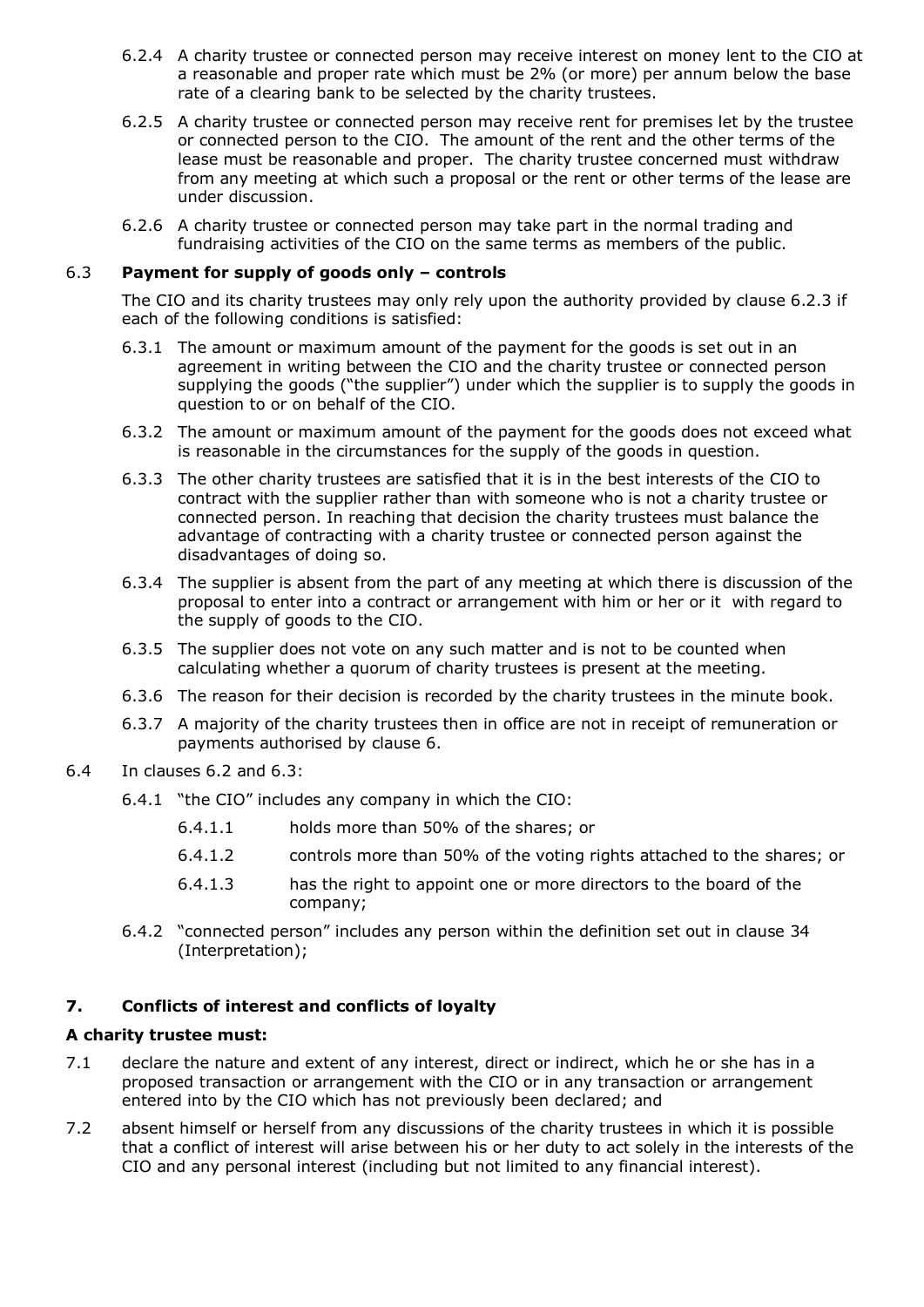6.2.4 A charity trustee or connected person may receive interest on money lent to the CIO at a reasonable and proper rate which must be 2% (or more) per annum below the base rate of a clearing bank to be selected by the charity trustees.

6.2.5 A charity trustee or connected person may receive rent for premises let by the trustee or connected person to the CIO. The amount of the rent and the other terms of the lease must be reasonable and proper. The charity trustee concerned must withdraw from any meeting at which such a proposal or the rent or other terms of the lease are under discussion.

6.2.6 A charity trustee or connected person may take part in the normal trading and fundraising activities of the CIO on the same terms as members of the public.

6.3 **Payment for supply of goods only – controls**

The CIO and its charity trustees may only rely upon the authority provided by clause 6.2.3 if each of the following conditions is satisfied:

6.3.1 The amount or maximum amount of the payment for the goods is set out in an agreement in writing between the CIO and the charity trustee or connected person supplying the goods ("the supplier") under which the supplier is to supply the goods in question to or on behalf of the CIO.

6.3.2 The amount or maximum amount of the payment for the goods does not exceed what is reasonable in the circumstances for the supply of the goods in question.

6.3.3 The other charity trustees are satisfied that it is in the best interests of the CIO to contract with the supplier rather than with someone who is not a charity trustee or connected person. In reaching that decision the charity trustees must balance the advantage of contracting with a charity trustee or connected person against the disadvantages of doing so.

6.3.4 The supplier is absent from the part of any meeting at which there is discussion of the proposal to enter into a contract or arrangement with him or her or it with regard to the supply of goods to the CIO.

6.3.5 The supplier does not vote on any such matter and is not to be counted when calculating whether a quorum of charity trustees is present at the meeting.

6.3.6 The reason for their decision is recorded by the charity trustees in the minute book.

6.3.7 A majority of the charity trustees then in office are not in receipt of remuneration or payments authorised by clause 6.

6.4 In clauses 6.2 and 6.3:

6.4.1 "the CIO" includes any company in which the CIO:

6.4.1.1 holds more than 50% of the shares; or

6.4.1.2 controls more than 50% of the voting rights attached to the shares; or

6.4.1.3 has the right to appoint one or more directors to the board of the company;

6.4.2 "connected person" includes any person within the definition set out in clause 34 (Interpretation);

## 7. Conflicts of interest and conflicts of loyalty

**A charity trustee must:**

7.1 declare the nature and extent of any interest, direct or indirect, which he or she has in a proposed transaction or arrangement with the CIO or in any transaction or arrangement entered into by the CIO which has not previously been declared; and

7.2 absent himself or herself from any discussions of the charity trustees in which it is possible that a conflict of interest will arise between his or her duty to act solely in the interests of the CIO and any personal interest (including but not limited to any financial interest).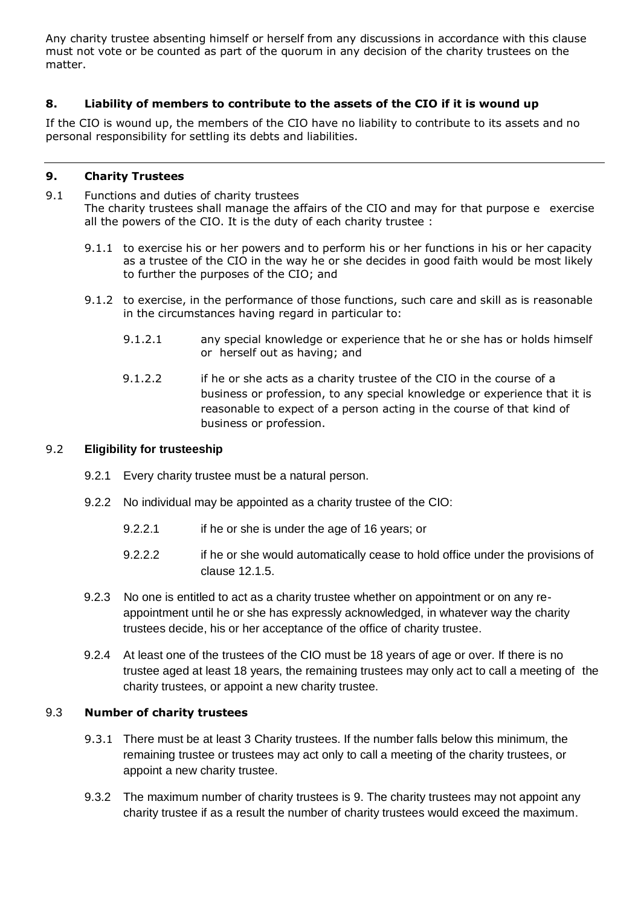Any charity trustee absenting himself or herself from any discussions in accordance with this clause must not vote or be counted as part of the quorum in any decision of the charity trustees on the matter.

## 8. Liability of members to contribute to the assets of the CIO if it is wound up

If the CIO is wound up, the members of the CIO have no liability to contribute to its assets and no personal responsibility for settling its debts and liabilities.

---

## 9. Charity Trustees

9.1 Functions and duties of charity trustees
The charity trustees shall manage the affairs of the CIO and may for that purpose e exercise all the powers of the CIO. It is the duty of each charity trustee :

9.1.1 to exercise his or her powers and to perform his or her functions in his or her capacity as a trustee of the CIO in the way he or she decides in good faith would be most likely to further the purposes of the CIO; and

9.1.2 to exercise, in the performance of those functions, such care and skill as is reasonable in the circumstances having regard in particular to:

9.1.2.1 any special knowledge or experience that he or she has or holds himself or herself out as having; and

9.1.2.2 if he or she acts as a charity trustee of the CIO in the course of a business or profession, to any special knowledge or experience that it is reasonable to expect of a person acting in the course of that kind of business or profession.

### 9.2 Eligibility for trusteeship

9.2.1 Every charity trustee must be a natural person.

9.2.2 No individual may be appointed as a charity trustee of the CIO:

9.2.2.1 if he or she is under the age of 16 years; or

9.2.2.2 if he or she would automatically cease to hold office under the provisions of clause 12.1.5.

9.2.3 No one is entitled to act as a charity trustee whether on appointment or on any re-appointment until he or she has expressly acknowledged, in whatever way the charity trustees decide, his or her acceptance of the office of charity trustee.

9.2.4 At least one of the trustees of the CIO must be 18 years of age or over. If there is no trustee aged at least 18 years, the remaining trustees may only act to call a meeting of the charity trustees, or appoint a new charity trustee.

### 9.3 Number of charity trustees

9.3.1 There must be at least 3 Charity trustees. If the number falls below this minimum, the remaining trustee or trustees may act only to call a meeting of the charity trustees, or appoint a new charity trustee.

9.3.2 The maximum number of charity trustees is 9. The charity trustees may not appoint any charity trustee if as a result the number of charity trustees would exceed the maximum.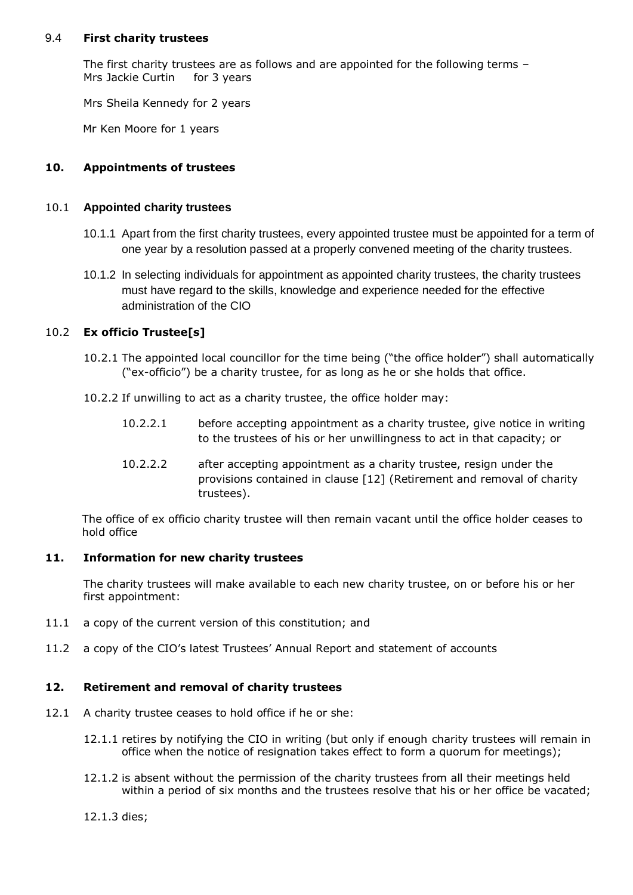### 9.4 First charity trustees

The first charity trustees are as follows and are appointed for the following terms –
Mrs Jackie Curtin for 3 years

Mrs Sheila Kennedy for 2 years

Mr Ken Moore for 1 years

## 10. Appointments of trustees

### 10.1 Appointed charity trustees

10.1.1 Apart from the first charity trustees, every appointed trustee must be appointed for a term of one year by a resolution passed at a properly convened meeting of the charity trustees.

10.1.2 In selecting individuals for appointment as appointed charity trustees, the charity trustees must have regard to the skills, knowledge and experience needed for the effective administration of the CIO

### 10.2 Ex officio Trustee[s]

10.2.1 The appointed local councillor for the time being ("the office holder") shall automatically ("ex-officio") be a charity trustee, for as long as he or she holds that office.

10.2.2 If unwilling to act as a charity trustee, the office holder may:

10.2.2.1 before accepting appointment as a charity trustee, give notice in writing to the trustees of his or her unwillingness to act in that capacity; or

10.2.2.2 after accepting appointment as a charity trustee, resign under the provisions contained in clause [12] (Retirement and removal of charity trustees).

The office of ex officio charity trustee will then remain vacant until the office holder ceases to hold office

## 11. Information for new charity trustees

The charity trustees will make available to each new charity trustee, on or before his or her first appointment:

11.1 a copy of the current version of this constitution; and

11.2 a copy of the CIO's latest Trustees' Annual Report and statement of accounts

## 12. Retirement and removal of charity trustees

12.1 A charity trustee ceases to hold office if he or she:

12.1.1 retires by notifying the CIO in writing (but only if enough charity trustees will remain in office when the notice of resignation takes effect to form a quorum for meetings);

12.1.2 is absent without the permission of the charity trustees from all their meetings held within a period of six months and the trustees resolve that his or her office be vacated;

12.1.3 dies;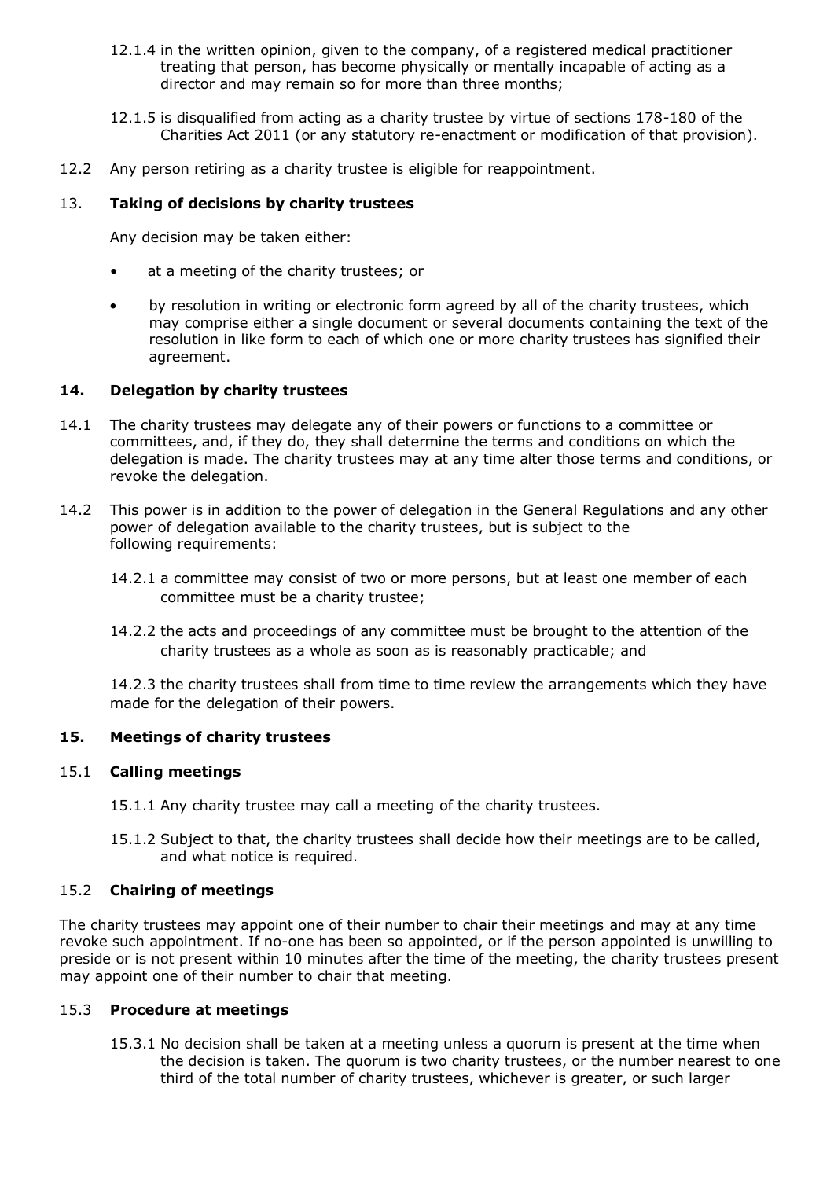12.1.4 in the written opinion, given to the company, of a registered medical practitioner treating that person, has become physically or mentally incapable of acting as a director and may remain so for more than three months;

12.1.5 is disqualified from acting as a charity trustee by virtue of sections 178-180 of the Charities Act 2011 (or any statutory re-enactment or modification of that provision).

12.2 Any person retiring as a charity trustee is eligible for reappointment.

## 13. Taking of decisions by charity trustees

Any decision may be taken either:

- at a meeting of the charity trustees; or
- by resolution in writing or electronic form agreed by all of the charity trustees, which may comprise either a single document or several documents containing the text of the resolution in like form to each of which one or more charity trustees has signified their agreement.

## 14. Delegation by charity trustees

14.1 The charity trustees may delegate any of their powers or functions to a committee or committees, and, if they do, they shall determine the terms and conditions on which the delegation is made. The charity trustees may at any time alter those terms and conditions, or revoke the delegation.

14.2 This power is in addition to the power of delegation in the General Regulations and any other power of delegation available to the charity trustees, but is subject to the following requirements:

14.2.1 a committee may consist of two or more persons, but at least one member of each committee must be a charity trustee;

14.2.2 the acts and proceedings of any committee must be brought to the attention of the charity trustees as a whole as soon as is reasonably practicable; and

14.2.3 the charity trustees shall from time to time review the arrangements which they have made for the delegation of their powers.

## 15. Meetings of charity trustees

### 15.1 Calling meetings

15.1.1 Any charity trustee may call a meeting of the charity trustees.

15.1.2 Subject to that, the charity trustees shall decide how their meetings are to be called, and what notice is required.

### 15.2 Chairing of meetings

The charity trustees may appoint one of their number to chair their meetings and may at any time revoke such appointment. If no-one has been so appointed, or if the person appointed is unwilling to preside or is not present within 10 minutes after the time of the meeting, the charity trustees present may appoint one of their number to chair that meeting.

### 15.3 Procedure at meetings

15.3.1 No decision shall be taken at a meeting unless a quorum is present at the time when the decision is taken. The quorum is two charity trustees, or the number nearest to one third of the total number of charity trustees, whichever is greater, or such larger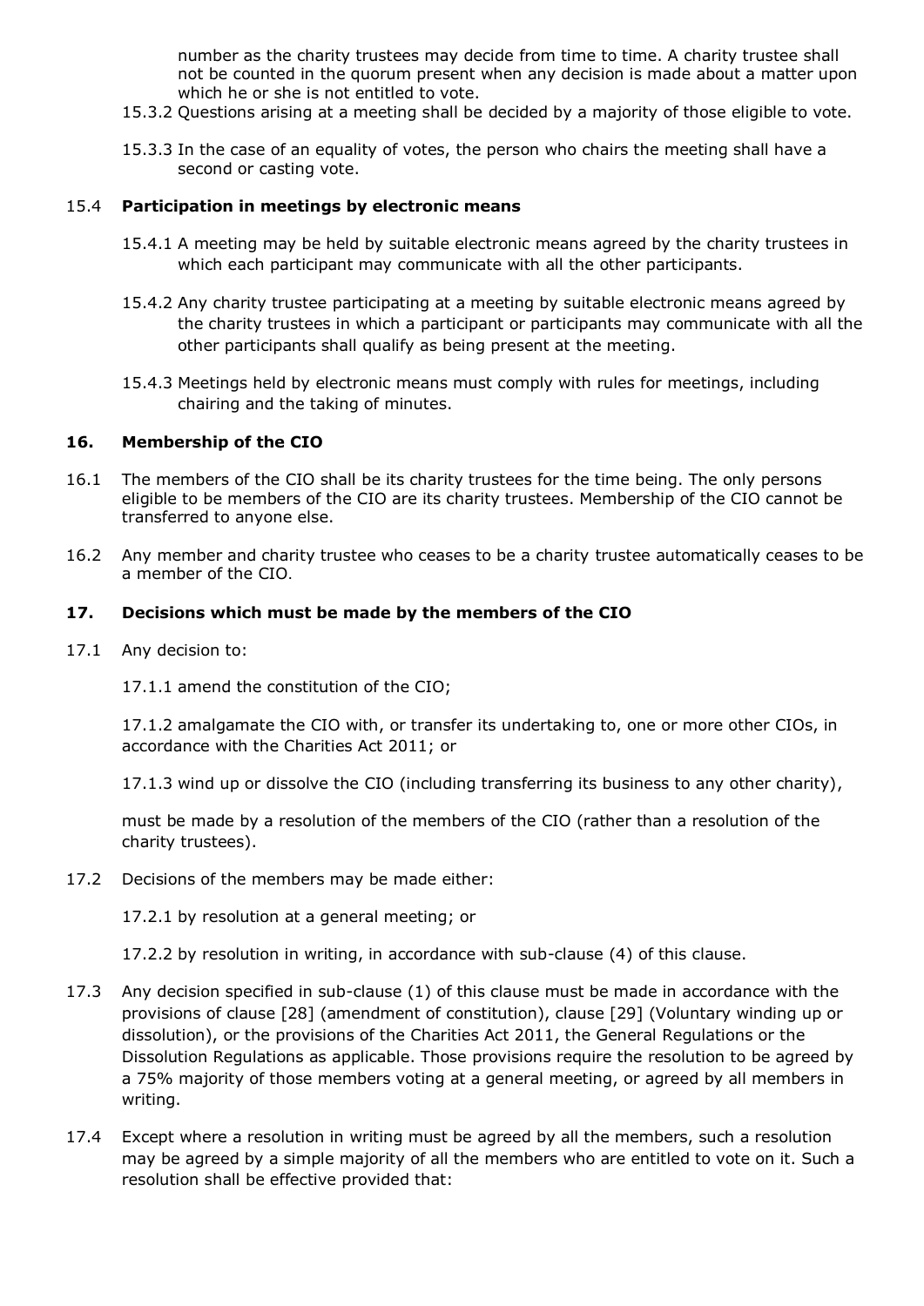number as the charity trustees may decide from time to time. A charity trustee shall not be counted in the quorum present when any decision is made about a matter upon which he or she is not entitled to vote.

15.3.2 Questions arising at a meeting shall be decided by a majority of those eligible to vote.

15.3.3 In the case of an equality of votes, the person who chairs the meeting shall have a second or casting vote.

15.4 **Participation in meetings by electronic means**

15.4.1 A meeting may be held by suitable electronic means agreed by the charity trustees in which each participant may communicate with all the other participants.

15.4.2 Any charity trustee participating at a meeting by suitable electronic means agreed by the charity trustees in which a participant or participants may communicate with all the other participants shall qualify as being present at the meeting.

15.4.3 Meetings held by electronic means must comply with rules for meetings, including chairing and the taking of minutes.

### 16. Membership of the CIO

16.1 The members of the CIO shall be its charity trustees for the time being. The only persons eligible to be members of the CIO are its charity trustees. Membership of the CIO cannot be transferred to anyone else.

16.2 Any member and charity trustee who ceases to be a charity trustee automatically ceases to be a member of the CIO.

### 17. Decisions which must be made by the members of the CIO

17.1 Any decision to:

17.1.1 amend the constitution of the CIO;

17.1.2 amalgamate the CIO with, or transfer its undertaking to, one or more other CIOs, in accordance with the Charities Act 2011; or

17.1.3 wind up or dissolve the CIO (including transferring its business to any other charity),

must be made by a resolution of the members of the CIO (rather than a resolution of the charity trustees).

17.2 Decisions of the members may be made either:

17.2.1 by resolution at a general meeting; or

17.2.2 by resolution in writing, in accordance with sub-clause (4) of this clause.

17.3 Any decision specified in sub-clause (1) of this clause must be made in accordance with the provisions of clause [28] (amendment of constitution), clause [29] (Voluntary winding up or dissolution), or the provisions of the Charities Act 2011, the General Regulations or the Dissolution Regulations as applicable. Those provisions require the resolution to be agreed by a 75% majority of those members voting at a general meeting, or agreed by all members in writing.

17.4 Except where a resolution in writing must be agreed by all the members, such a resolution may be agreed by a simple majority of all the members who are entitled to vote on it. Such a resolution shall be effective provided that: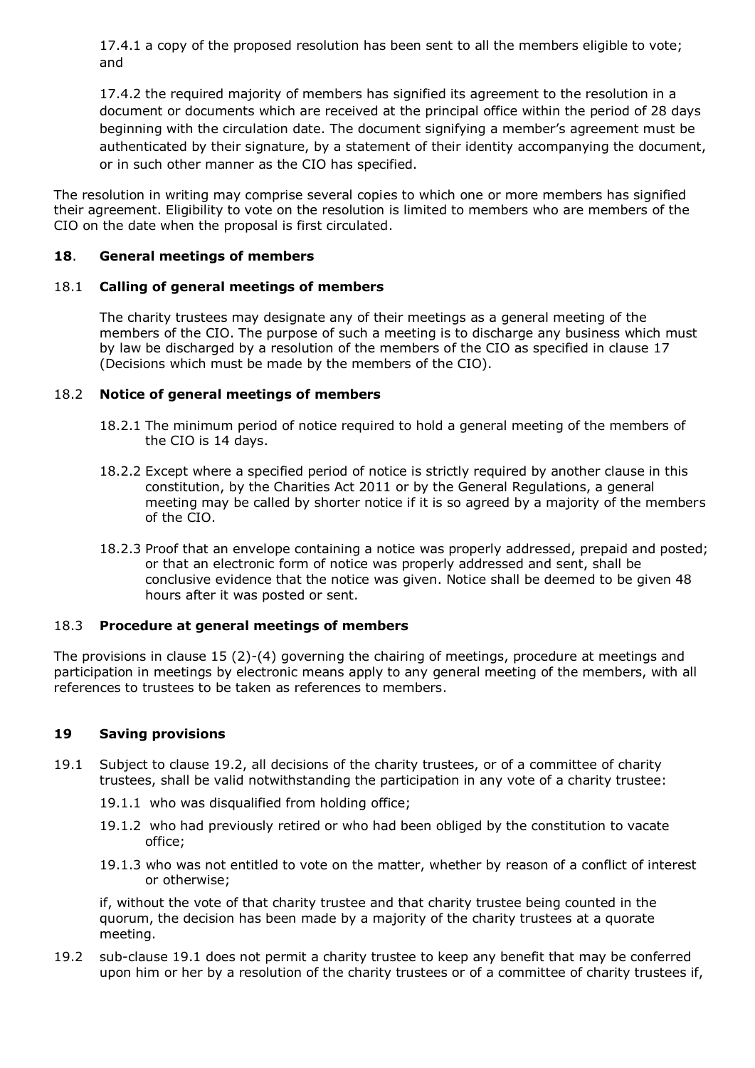17.4.1 a copy of the proposed resolution has been sent to all the members eligible to vote; and

17.4.2 the required majority of members has signified its agreement to the resolution in a document or documents which are received at the principal office within the period of 28 days beginning with the circulation date. The document signifying a member's agreement must be authenticated by their signature, by a statement of their identity accompanying the document, or in such other manner as the CIO has specified.

The resolution in writing may comprise several copies to which one or more members has signified their agreement. Eligibility to vote on the resolution is limited to members who are members of the CIO on the date when the proposal is first circulated.

## 18. General meetings of members

### 18.1 Calling of general meetings of members

The charity trustees may designate any of their meetings as a general meeting of the members of the CIO. The purpose of such a meeting is to discharge any business which must by law be discharged by a resolution of the members of the CIO as specified in clause 17 (Decisions which must be made by the members of the CIO).

### 18.2 Notice of general meetings of members

18.2.1 The minimum period of notice required to hold a general meeting of the members of the CIO is 14 days.

18.2.2 Except where a specified period of notice is strictly required by another clause in this constitution, by the Charities Act 2011 or by the General Regulations, a general meeting may be called by shorter notice if it is so agreed by a majority of the members of the CIO.

18.2.3 Proof that an envelope containing a notice was properly addressed, prepaid and posted; or that an electronic form of notice was properly addressed and sent, shall be conclusive evidence that the notice was given. Notice shall be deemed to be given 48 hours after it was posted or sent.

### 18.3 Procedure at general meetings of members

The provisions in clause 15 (2)-(4) governing the chairing of meetings, procedure at meetings and participation in meetings by electronic means apply to any general meeting of the members, with all references to trustees to be taken as references to members.

## 19 Saving provisions

19.1 Subject to clause 19.2, all decisions of the charity trustees, or of a committee of charity trustees, shall be valid notwithstanding the participation in any vote of a charity trustee:

19.1.1 who was disqualified from holding office;

19.1.2 who had previously retired or who had been obliged by the constitution to vacate office;

19.1.3 who was not entitled to vote on the matter, whether by reason of a conflict of interest or otherwise;

if, without the vote of that charity trustee and that charity trustee being counted in the quorum, the decision has been made by a majority of the charity trustees at a quorate meeting.

19.2 sub-clause 19.1 does not permit a charity trustee to keep any benefit that may be conferred upon him or her by a resolution of the charity trustees or of a committee of charity trustees if,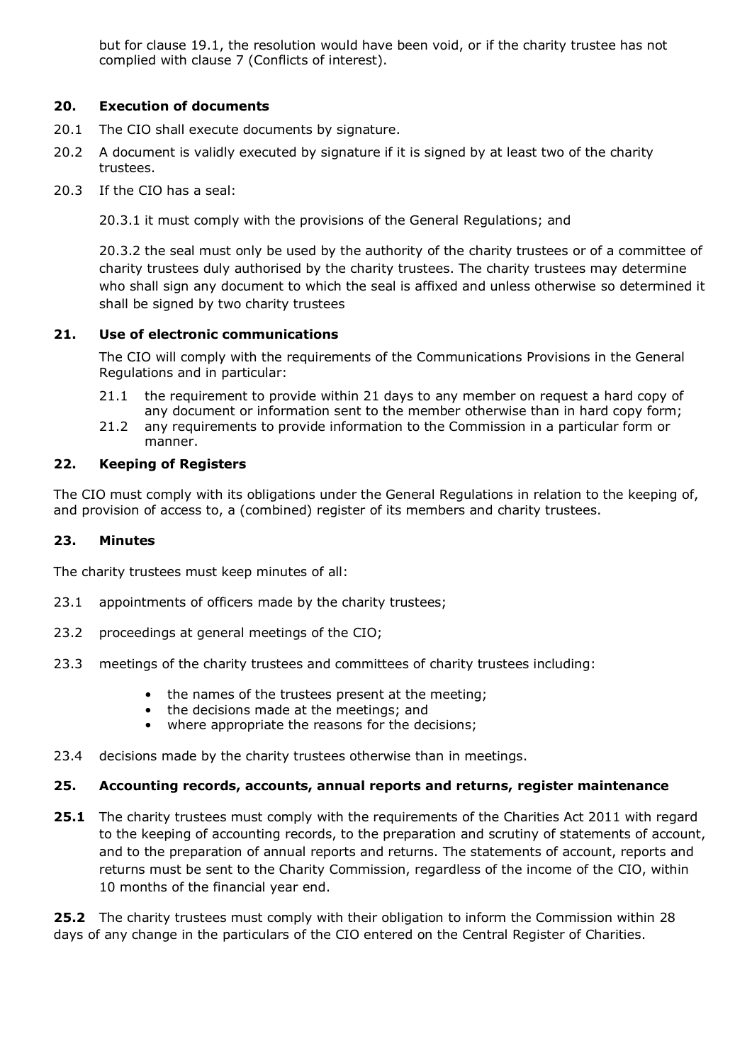but for clause 19.1, the resolution would have been void, or if the charity trustee has not complied with clause 7 (Conflicts of interest).

## 20. Execution of documents

20.1 The CIO shall execute documents by signature.

20.2 A document is validly executed by signature if it is signed by at least two of the charity trustees.

20.3 If the CIO has a seal:

20.3.1 it must comply with the provisions of the General Regulations; and

20.3.2 the seal must only be used by the authority of the charity trustees or of a committee of charity trustees duly authorised by the charity trustees. The charity trustees may determine who shall sign any document to which the seal is affixed and unless otherwise so determined it shall be signed by two charity trustees

## 21. Use of electronic communications

The CIO will comply with the requirements of the Communications Provisions in the General Regulations and in particular:

21.1 the requirement to provide within 21 days to any member on request a hard copy of any document or information sent to the member otherwise than in hard copy form;

21.2 any requirements to provide information to the Commission in a particular form or manner.

## 22. Keeping of Registers

The CIO must comply with its obligations under the General Regulations in relation to the keeping of, and provision of access to, a (combined) register of its members and charity trustees.

## 23. Minutes

The charity trustees must keep minutes of all:

23.1 appointments of officers made by the charity trustees;

23.2 proceedings at general meetings of the CIO;

23.3 meetings of the charity trustees and committees of charity trustees including:

- the names of the trustees present at the meeting;
- the decisions made at the meetings; and
- where appropriate the reasons for the decisions;

23.4 decisions made by the charity trustees otherwise than in meetings.

## 25. Accounting records, accounts, annual reports and returns, register maintenance

**25.1** The charity trustees must comply with the requirements of the Charities Act 2011 with regard to the keeping of accounting records, to the preparation and scrutiny of statements of account, and to the preparation of annual reports and returns. The statements of account, reports and returns must be sent to the Charity Commission, regardless of the income of the CIO, within 10 months of the financial year end.

**25.2** The charity trustees must comply with their obligation to inform the Commission within 28 days of any change in the particulars of the CIO entered on the Central Register of Charities.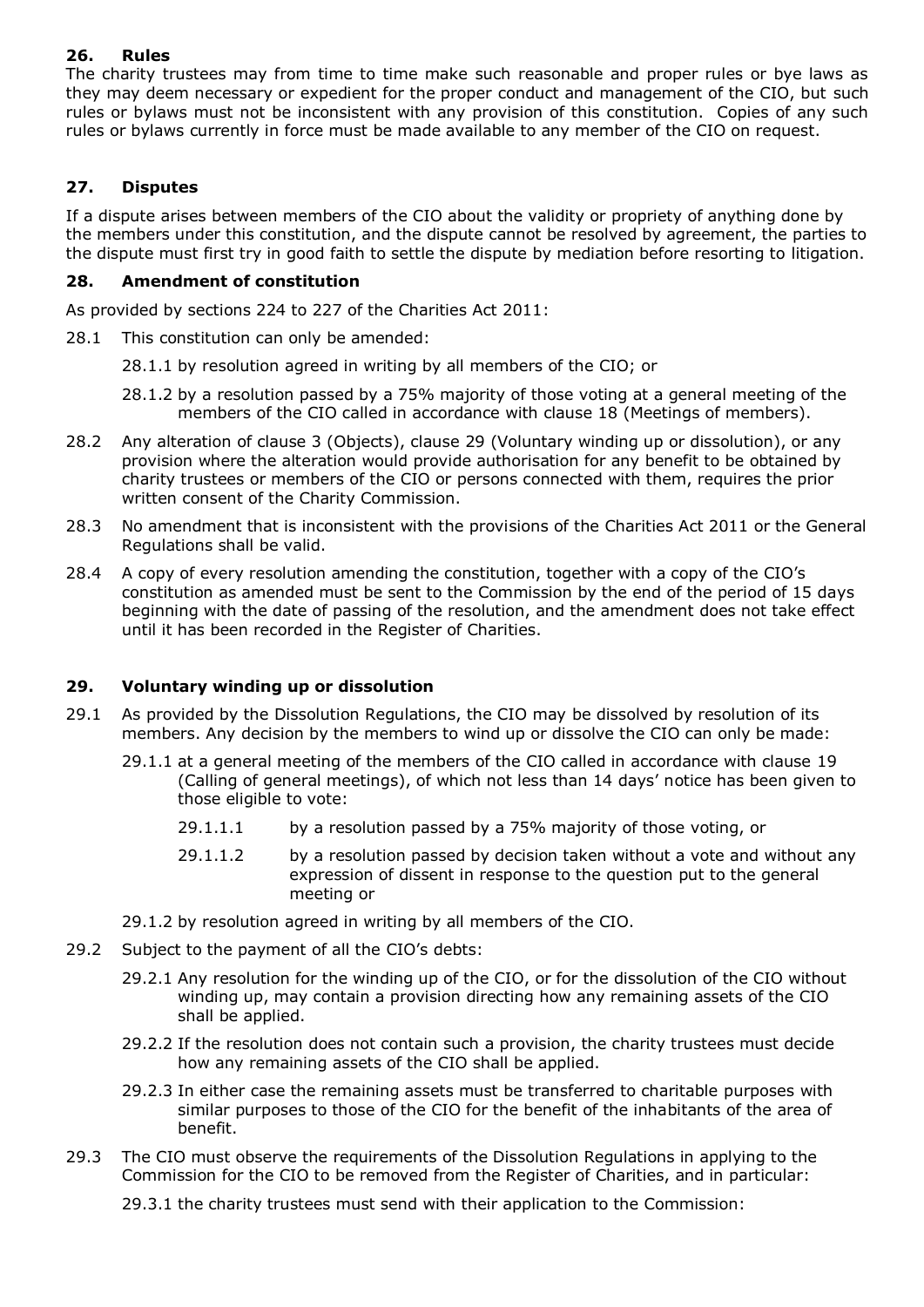## 26. Rules

The charity trustees may from time to time make such reasonable and proper rules or bye laws as they may deem necessary or expedient for the proper conduct and management of the CIO, but such rules or bylaws must not be inconsistent with any provision of this constitution. Copies of any such rules or bylaws currently in force must be made available to any member of the CIO on request.

## 27. Disputes

If a dispute arises between members of the CIO about the validity or propriety of anything done by the members under this constitution, and the dispute cannot be resolved by agreement, the parties to the dispute must first try in good faith to settle the dispute by mediation before resorting to litigation.

## 28. Amendment of constitution

As provided by sections 224 to 227 of the Charities Act 2011:

28.1 This constitution can only be amended:

28.1.1 by resolution agreed in writing by all members of the CIO; or

28.1.2 by a resolution passed by a 75% majority of those voting at a general meeting of the members of the CIO called in accordance with clause 18 (Meetings of members).

28.2 Any alteration of clause 3 (Objects), clause 29 (Voluntary winding up or dissolution), or any provision where the alteration would provide authorisation for any benefit to be obtained by charity trustees or members of the CIO or persons connected with them, requires the prior written consent of the Charity Commission.

28.3 No amendment that is inconsistent with the provisions of the Charities Act 2011 or the General Regulations shall be valid.

28.4 A copy of every resolution amending the constitution, together with a copy of the CIO's constitution as amended must be sent to the Commission by the end of the period of 15 days beginning with the date of passing of the resolution, and the amendment does not take effect until it has been recorded in the Register of Charities.

## 29. Voluntary winding up or dissolution

29.1 As provided by the Dissolution Regulations, the CIO may be dissolved by resolution of its members. Any decision by the members to wind up or dissolve the CIO can only be made:

29.1.1 at a general meeting of the members of the CIO called in accordance with clause 19 (Calling of general meetings), of which not less than 14 days' notice has been given to those eligible to vote:

29.1.1.1 by a resolution passed by a 75% majority of those voting, or

29.1.1.2 by a resolution passed by decision taken without a vote and without any expression of dissent in response to the question put to the general meeting or

29.1.2 by resolution agreed in writing by all members of the CIO.

29.2 Subject to the payment of all the CIO's debts:

29.2.1 Any resolution for the winding up of the CIO, or for the dissolution of the CIO without winding up, may contain a provision directing how any remaining assets of the CIO shall be applied.

29.2.2 If the resolution does not contain such a provision, the charity trustees must decide how any remaining assets of the CIO shall be applied.

29.2.3 In either case the remaining assets must be transferred to charitable purposes with similar purposes to those of the CIO for the benefit of the inhabitants of the area of benefit.

29.3 The CIO must observe the requirements of the Dissolution Regulations in applying to the Commission for the CIO to be removed from the Register of Charities, and in particular:

29.3.1 the charity trustees must send with their application to the Commission: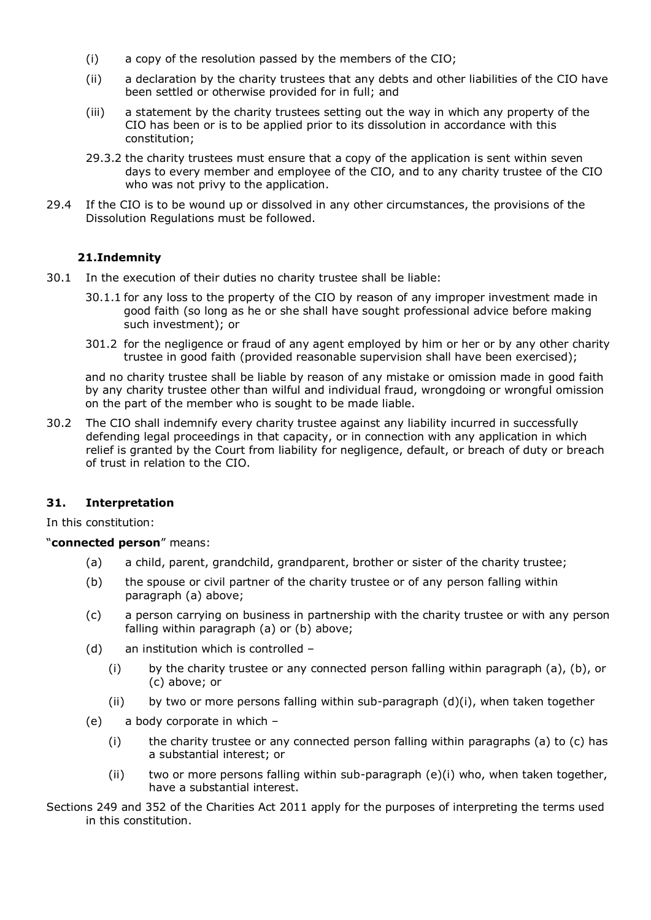(i) a copy of the resolution passed by the members of the CIO;

(ii) a declaration by the charity trustees that any debts and other liabilities of the CIO have been settled or otherwise provided for in full; and

(iii) a statement by the charity trustees setting out the way in which any property of the CIO has been or is to be applied prior to its dissolution in accordance with this constitution;

29.3.2 the charity trustees must ensure that a copy of the application is sent within seven days to every member and employee of the CIO, and to any charity trustee of the CIO who was not privy to the application.

29.4 If the CIO is to be wound up or dissolved in any other circumstances, the provisions of the Dissolution Regulations must be followed.

### 21. Indemnity

30.1 In the execution of their duties no charity trustee shall be liable:

30.1.1 for any loss to the property of the CIO by reason of any improper investment made in good faith (so long as he or she shall have sought professional advice before making such investment); or

301.2 for the negligence or fraud of any agent employed by him or her or by any other charity trustee in good faith (provided reasonable supervision shall have been exercised);

and no charity trustee shall be liable by reason of any mistake or omission made in good faith by any charity trustee other than wilful and individual fraud, wrongdoing or wrongful omission on the part of the member who is sought to be made liable.

30.2 The CIO shall indemnify every charity trustee against any liability incurred in successfully defending legal proceedings in that capacity, or in connection with any application in which relief is granted by the Court from liability for negligence, default, or breach of duty or breach of trust in relation to the CIO.

### 31. Interpretation

In this constitution:

"**connected person**" means:

(a) a child, parent, grandchild, grandparent, brother or sister of the charity trustee;

(b) the spouse or civil partner of the charity trustee or of any person falling within paragraph (a) above;

(c) a person carrying on business in partnership with the charity trustee or with any person falling within paragraph (a) or (b) above;

(d) an institution which is controlled –

(i) by the charity trustee or any connected person falling within paragraph (a), (b), or (c) above; or

(ii) by two or more persons falling within sub-paragraph (d)(i), when taken together

(e) a body corporate in which –

(i) the charity trustee or any connected person falling within paragraphs (a) to (c) has a substantial interest; or

(ii) two or more persons falling within sub-paragraph (e)(i) who, when taken together, have a substantial interest.

Sections 249 and 352 of the Charities Act 2011 apply for the purposes of interpreting the terms used in this constitution.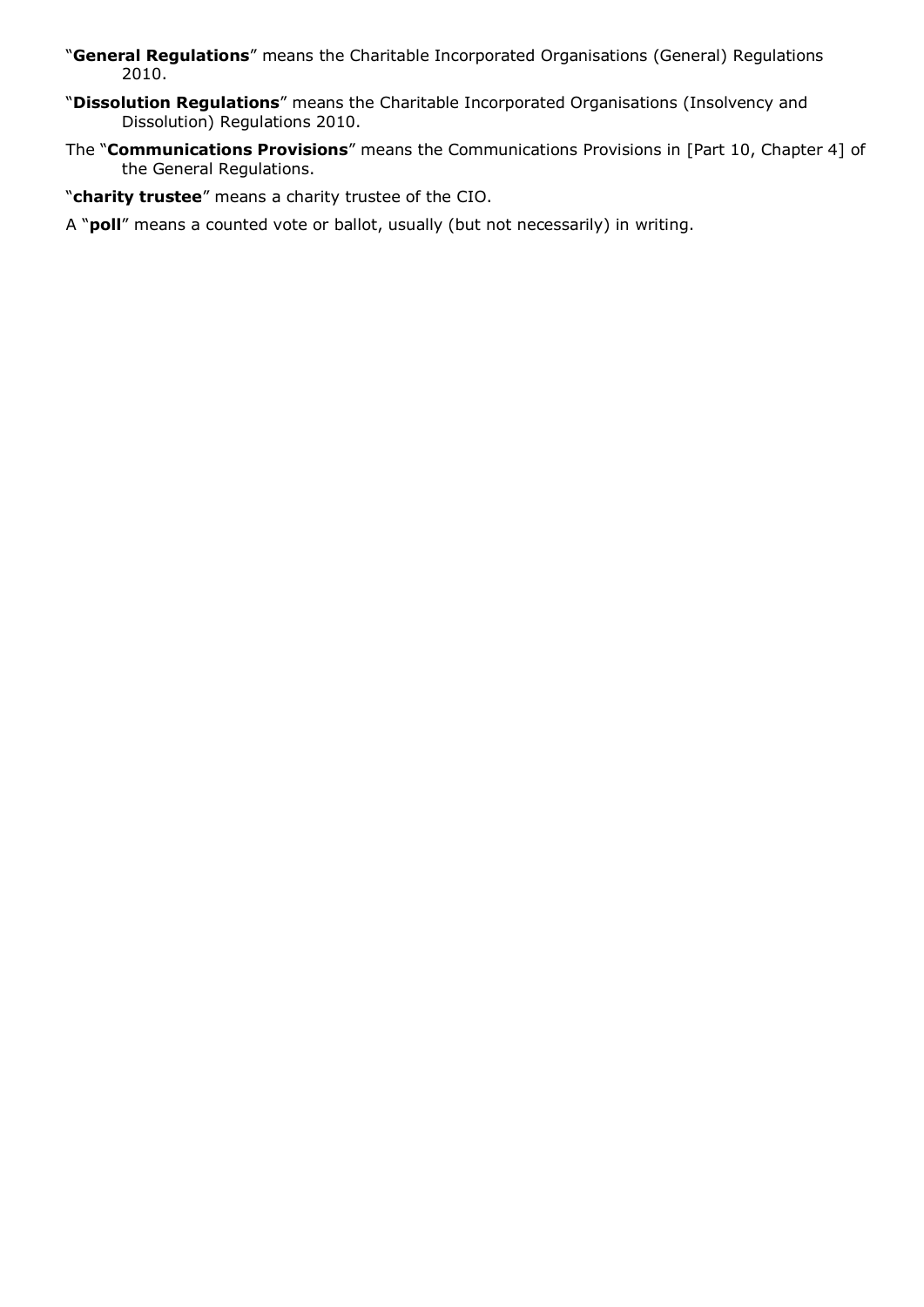"**General Regulations**" means the Charitable Incorporated Organisations (General) Regulations 2010.

"**Dissolution Regulations**" means the Charitable Incorporated Organisations (Insolvency and Dissolution) Regulations 2010.

The "**Communications Provisions**" means the Communications Provisions in [Part 10, Chapter 4] of the General Regulations.

"**charity trustee**" means a charity trustee of the CIO.

A "**poll**" means a counted vote or ballot, usually (but not necessarily) in writing.